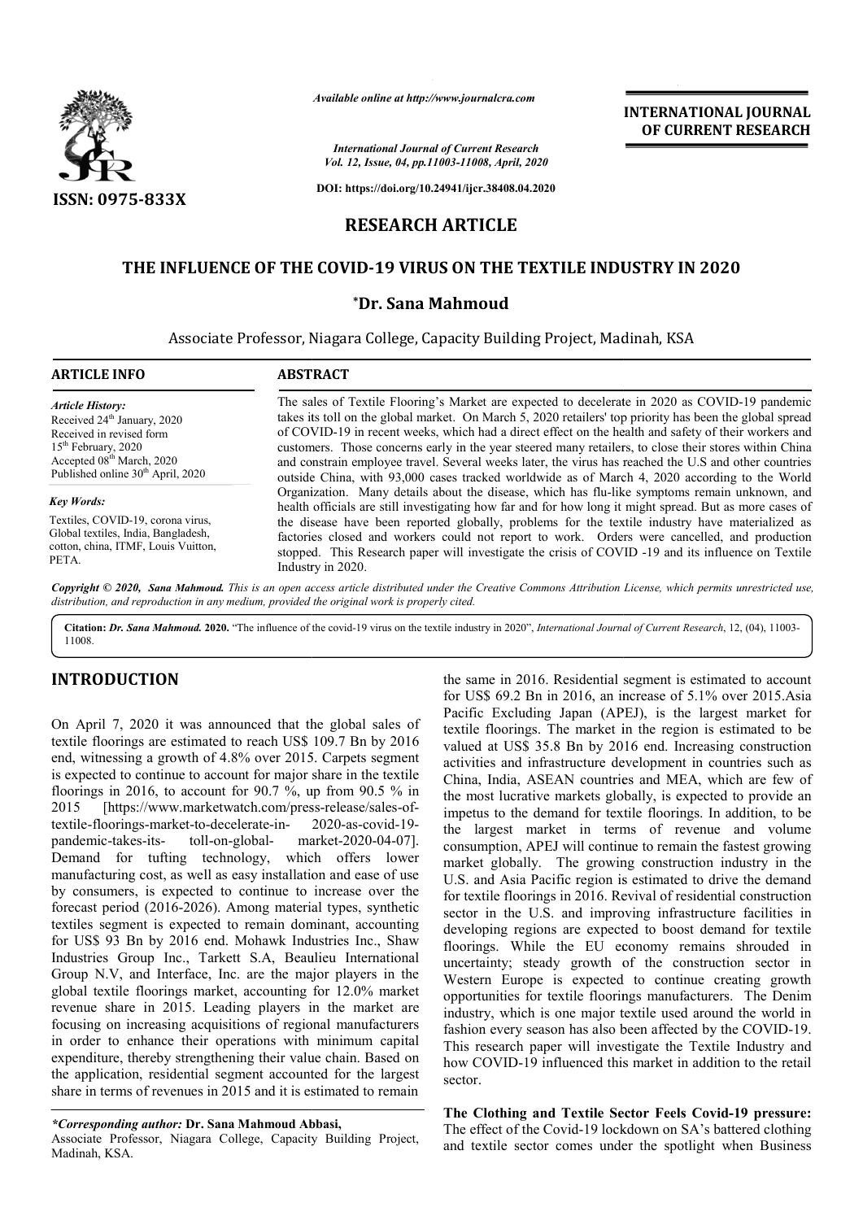*Available online at http://www.journalcra.com*

*International Journal of Current Research*
*Vol. 12, Issue, 04, pp.11003-11008, April, 2020*

**DOI: https://doi.org/10.24941/ijcr.38408.04.2020**

**INTERNATIONAL JOURNAL OF CURRENT RESEARCH**

**ISSN: 0975-833X**

## RESEARCH ARTICLE

# THE INFLUENCE OF THE COVID-19 VIRUS ON THE TEXTILE INDUSTRY IN 2020

**\*Dr. Sana Mahmoud**

Associate Professor, Niagara College, Capacity Building Project, Madinah, KSA

**ARTICLE INFO**

*Article History:*
Received 24th January, 2020
Received in revised form
15th February, 2020
Accepted 08th March, 2020
Published online 30th April, 2020

*Key Words:*
Textiles, COVID-19, corona virus, Global textiles, India, Bangladesh, cotton, china, ITMF, Louis Vuitton, PETA.

**ABSTRACT**

The sales of Textile Flooring's Market are expected to decelerate in 2020 as COVID-19 pandemic takes its toll on the global market. On March 5, 2020 retailers' top priority has been the global spread of COVID-19 in recent weeks, which had a direct effect on the health and safety of their workers and customers. Those concerns early in the year steered many retailers, to close their stores within China and constrain employee travel. Several weeks later, the virus has reached the U.S and other countries outside China, with 93,000 cases tracked worldwide as of March 4, 2020 according to the World Organization. Many details about the disease, which has flu-like symptoms remain unknown, and health officials are still investigating how far and for how long it might spread. But as more cases of the disease have been reported globally, problems for the textile industry have materialized as factories closed and workers could not report to work. Orders were cancelled, and production stopped. This Research paper will investigate the crisis of COVID -19 and its influence on Textile Industry in 2020.

*Copyright © 2020, Sana Mahmoud. This is an open access article distributed under the Creative Commons Attribution License, which permits unrestricted use, distribution, and reproduction in any medium, provided the original work is properly cited.*

**Citation: *Dr. Sana Mahmoud.* 2020.** "The influence of the covid-19 virus on the textile industry in 2020", *International Journal of Current Research*, 12, (04), 11003-11008.

## INTRODUCTION

On April 7, 2020 it was announced that the global sales of textile floorings are estimated to reach US$ 109.7 Bn by 2016 end, witnessing a growth of 4.8% over 2015. Carpets segment is expected to continue to account for major share in the textile floorings in 2016, to account for 90.7 %, up from 90.5 % in 2015 [https://www.marketwatch.com/press-release/sales-of-textile-floorings-market-to-decelerate-in- 2020-as-covid-19-pandemic-takes-its- toll-on-global- market-2020-04-07]. Demand for tufting technology, which offers lower manufacturing cost, as well as easy installation and ease of use by consumers, is expected to continue to increase over the forecast period (2016-2026). Among material types, synthetic textiles segment is expected to remain dominant, accounting for US$ 93 Bn by 2016 end. Mohawk Industries Inc., Shaw Industries Group Inc., Tarkett S.A, Beaulieu International Group N.V, and Interface, Inc. are the major players in the global textile floorings market, accounting for 12.0% market revenue share in 2015. Leading players in the market are focusing on increasing acquisitions of regional manufacturers in order to enhance their operations with minimum capital expenditure, thereby strengthening their value chain. Based on the application, residential segment accounted for the largest share in terms of revenues in 2015 and it is estimated to remain the same in 2016. Residential segment is estimated to account for US$ 69.2 Bn in 2016, an increase of 5.1% over 2015.Asia Pacific Excluding Japan (APEJ), is the largest market for textile floorings. The market in the region is estimated to be valued at US$ 35.8 Bn by 2016 end. Increasing construction activities and infrastructure development in countries such as China, India, ASEAN countries and MEA, which are few of the most lucrative markets globally, is expected to provide an impetus to the demand for textile floorings. In addition, to be the largest market in terms of revenue and volume consumption, APEJ will continue to remain the fastest growing market globally. The growing construction industry in the U.S. and Asia Pacific region is estimated to drive the demand for textile floorings in 2016. Revival of residential construction sector in the U.S. and improving infrastructure facilities in developing regions are expected to boost demand for textile floorings. While the EU economy remains shrouded in uncertainty; steady growth of the construction sector in Western Europe is expected to continue creating growth opportunities for textile floorings manufacturers. The Denim industry, which is one major textile used around the world in fashion every season has also been affected by the COVID-19. This research paper will investigate the Textile Industry and how COVID-19 influenced this market in addition to the retail sector.

**The Clothing and Textile Sector Feels Covid-19 pressure:** The effect of the Covid-19 lockdown on SA's battered clothing and textile sector comes under the spotlight when Business

*\*Corresponding author:* **Dr. Sana Mahmoud Abbasi,**
Associate Professor, Niagara College, Capacity Building Project, Madinah, KSA.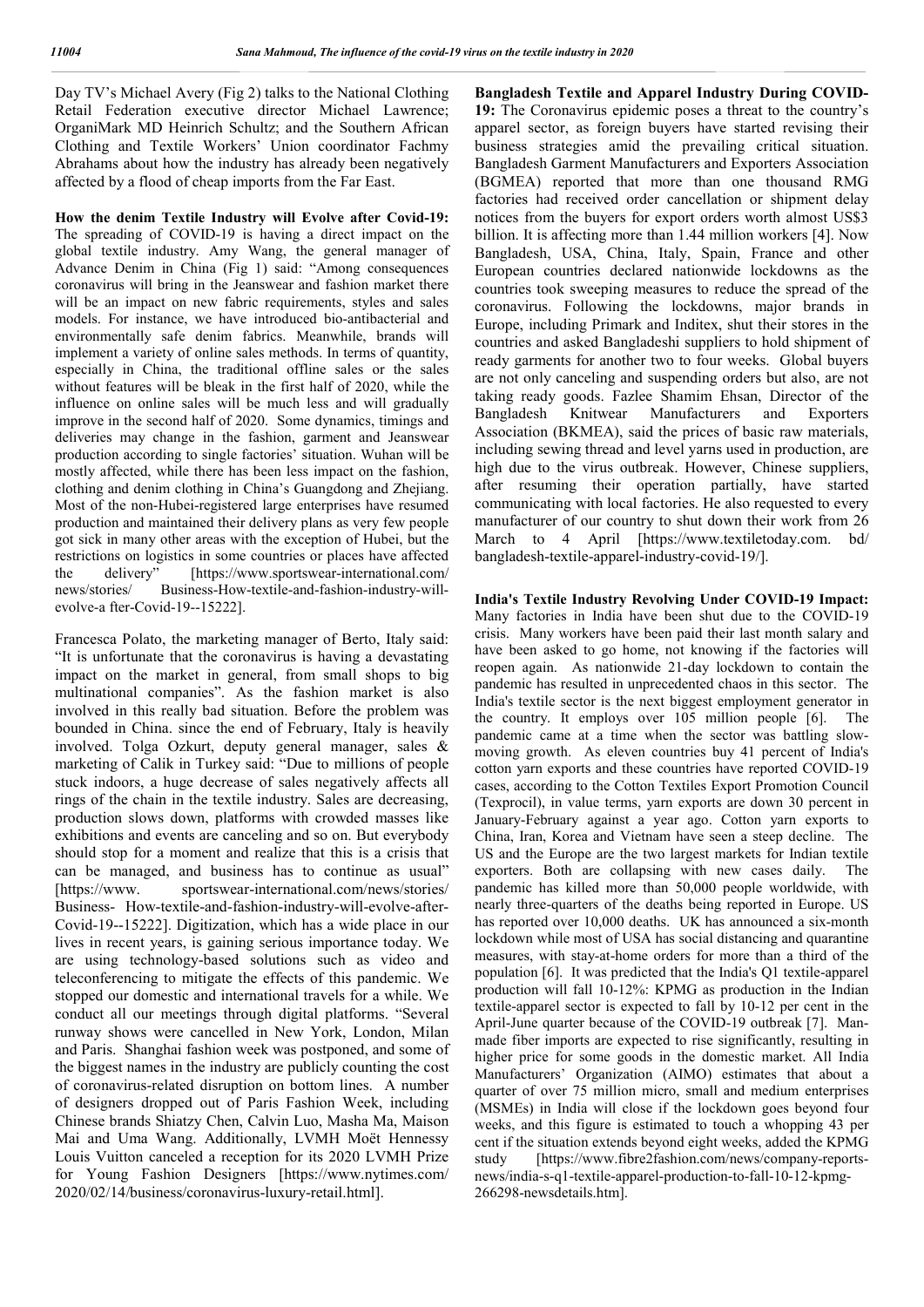Day TV's Michael Avery (Fig 2) talks to the National Clothing Retail Federation executive director Michael Lawrence; OrganiMark MD Heinrich Schultz; and the Southern African Clothing and Textile Workers' Union coordinator Fachmy Abrahams about how the industry has already been negatively affected by a flood of cheap imports from the Far East.

**How the denim Textile Industry will Evolve after Covid-19:** The spreading of COVID-19 is having a direct impact on the global textile industry. Amy Wang, the general manager of Advance Denim in China (Fig 1) said: "Among consequences coronavirus will bring in the Jeanswear and fashion market there will be an impact on new fabric requirements, styles and sales models. For instance, we have introduced bio-antibacterial and environmentally safe denim fabrics. Meanwhile, brands will implement a variety of online sales methods. In terms of quantity, especially in China, the traditional offline sales or the sales without features will be bleak in the first half of 2020, while the influence on online sales will be much less and will gradually improve in the second half of 2020. Some dynamics, timings and deliveries may change in the fashion, garment and Jeanswear production according to single factories' situation. Wuhan will be mostly affected, while there has been less impact on the fashion, clothing and denim clothing in China's Guangdong and Zhejiang. Most of the non-Hubei-registered large enterprises have resumed production and maintained their delivery plans as very few people got sick in many other areas with the exception of Hubei, but the restrictions on logistics in some countries or places have affected the delivery" [https://www.sportswear-international.com/news/stories/ Business-How-textile-and-fashion-industry-will-evolve-a fter-Covid-19--15222].

Francesca Polato, the marketing manager of Berto, Italy said: "It is unfortunate that the coronavirus is having a devastating impact on the market in general, from small shops to big multinational companies". As the fashion market is also involved in this really bad situation. Before the problem was bounded in China. since the end of February, Italy is heavily involved. Tolga Ozkurt, deputy general manager, sales & marketing of Calik in Turkey said: "Due to millions of people stuck indoors, a huge decrease of sales negatively affects all rings of the chain in the textile industry. Sales are decreasing, production slows down, platforms with crowded masses like exhibitions and events are canceling and so on. But everybody should stop for a moment and realize that this is a crisis that can be managed, and business has to continue as usual" [https://www. sportswear-international.com/news/stories/ Business- How-textile-and-fashion-industry-will-evolve-after-Covid-19--15222]. Digitization, which has a wide place in our lives in recent years, is gaining serious importance today. We are using technology-based solutions such as video and teleconferencing to mitigate the effects of this pandemic. We stopped our domestic and international travels for a while. We conduct all our meetings through digital platforms. "Several runway shows were cancelled in New York, London, Milan and Paris. Shanghai fashion week was postponed, and some of the biggest names in the industry are publicly counting the cost of coronavirus-related disruption on bottom lines. A number of designers dropped out of Paris Fashion Week, including Chinese brands Shiatzy Chen, Calvin Luo, Masha Ma, Maison Mai and Uma Wang. Additionally, LVMH Moët Hennessy Louis Vuitton canceled a reception for its 2020 LVMH Prize for Young Fashion Designers [https://www.nytimes.com/2020/02/14/business/coronavirus-luxury-retail.html].

**Bangladesh Textile and Apparel Industry During COVID-19:** The Coronavirus epidemic poses a threat to the country's apparel sector, as foreign buyers have started revising their business strategies amid the prevailing critical situation. Bangladesh Garment Manufacturers and Exporters Association (BGMEA) reported that more than one thousand RMG factories had received order cancellation or shipment delay notices from the buyers for export orders worth almost US$3 billion. It is affecting more than 1.44 million workers [4]. Now Bangladesh, USA, China, Italy, Spain, France and other European countries declared nationwide lockdowns as the countries took sweeping measures to reduce the spread of the coronavirus. Following the lockdowns, major brands in Europe, including Primark and Inditex, shut their stores in the countries and asked Bangladeshi suppliers to hold shipment of ready garments for another two to four weeks. Global buyers are not only canceling and suspending orders but also, are not taking ready goods. Fazlee Shamim Ehsan, Director of the Bangladesh Knitwear Manufacturers and Exporters Association (BKMEA), said the prices of basic raw materials, including sewing thread and level yarns used in production, are high due to the virus outbreak. However, Chinese suppliers, after resuming their operation partially, have started communicating with local factories. He also requested to every manufacturer of our country to shut down their work from 26 March to 4 April [https://www.textiletoday.com. bd/bangladesh-textile-apparel-industry-covid-19/].

**India's Textile Industry Revolving Under COVID-19 Impact:** Many factories in India have been shut due to the COVID-19 crisis. Many workers have been paid their last month salary and have been asked to go home, not knowing if the factories will reopen again. As nationwide 21-day lockdown to contain the pandemic has resulted in unprecedented chaos in this sector. The India's textile sector is the next biggest employment generator in the country. It employs over 105 million people [6]. The pandemic came at a time when the sector was battling slow-moving growth. As eleven countries buy 41 percent of India's cotton yarn exports and these countries have reported COVID-19 cases, according to the Cotton Textiles Export Promotion Council (Texprocil), in value terms, yarn exports are down 30 percent in January-February against a year ago. Cotton yarn exports to China, Iran, Korea and Vietnam have seen a steep decline. The US and the Europe are the two largest markets for Indian textile exporters. Both are collapsing with new cases daily. The pandemic has killed more than 50,000 people worldwide, with nearly three-quarters of the deaths being reported in Europe. US has reported over 10,000 deaths. UK has announced a six-month lockdown while most of USA has social distancing and quarantine measures, with stay-at-home orders for more than a third of the population [6]. It was predicted that the India's Q1 textile-apparel production will fall 10-12%: KPMG as production in the Indian textile-apparel sector is expected to fall by 10-12 per cent in the April-June quarter because of the COVID-19 outbreak [7]. Man-made fiber imports are expected to rise significantly, resulting in higher price for some goods in the domestic market. All India Manufacturers' Organization (AIMO) estimates that about a quarter of over 75 million micro, small and medium enterprises (MSMEs) in India will close if the lockdown goes beyond four weeks, and this figure is estimated to touch a whopping 43 per cent if the situation extends beyond eight weeks, added the KPMG study [https://www.fibre2fashion.com/news/company-reports-news/india-s-q1-textile-apparel-production-to-fall-10-12-kpmg-266298-newsdetails.htm].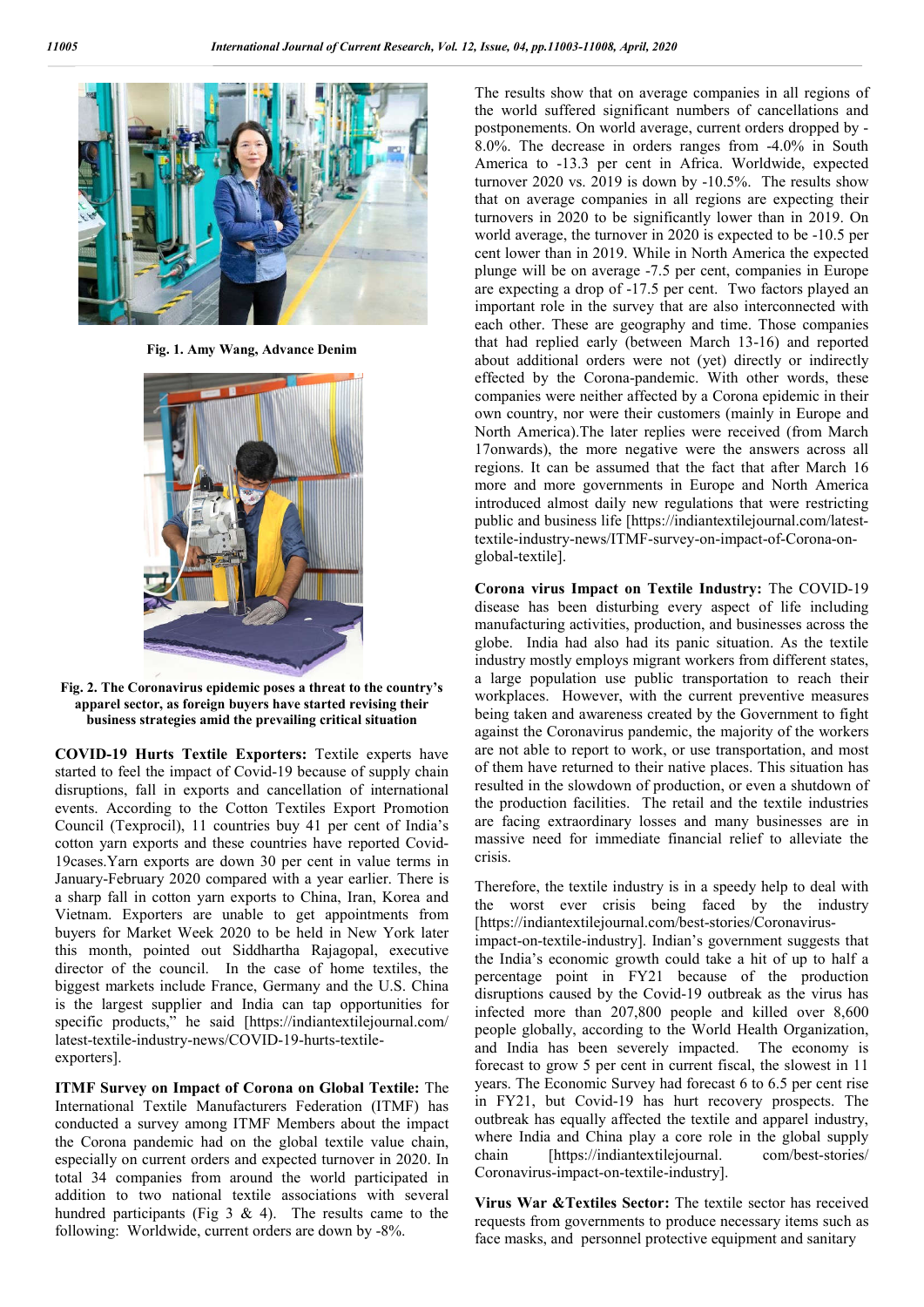Fig. 1. Amy Wang, Advance Denim

Fig. 2. The Coronavirus epidemic poses a threat to the country's apparel sector, as foreign buyers have started revising their business strategies amid the prevailing critical situation

**COVID-19 Hurts Textile Exporters:** Textile experts have started to feel the impact of Covid-19 because of supply chain disruptions, fall in exports and cancellation of international events. According to the Cotton Textiles Export Promotion Council (Texprocil), 11 countries buy 41 per cent of India's cotton yarn exports and these countries have reported Covid-19cases.Yarn exports are down 30 per cent in value terms in January-February 2020 compared with a year earlier. There is a sharp fall in cotton yarn exports to China, Iran, Korea and Vietnam. Exporters are unable to get appointments from buyers for Market Week 2020 to be held in New York later this month, pointed out Siddhartha Rajagopal, executive director of the council. In the case of home textiles, the biggest markets include France, Germany and the U.S. China is the largest supplier and India can tap opportunities for specific products," he said [https://indiantextilejournal.com/latest-textile-industry-news/COVID-19-hurts-textile-exporters].

**ITMF Survey on Impact of Corona on Global Textile:** The International Textile Manufacturers Federation (ITMF) has conducted a survey among ITMF Members about the impact the Corona pandemic had on the global textile value chain, especially on current orders and expected turnover in 2020. In total 34 companies from around the world participated in addition to two national textile associations with several hundred participants (Fig 3 & 4). The results came to the following: Worldwide, current orders are down by -8%.

The results show that on average companies in all regions of the world suffered significant numbers of cancellations and postponements. On world average, current orders dropped by -8.0%. The decrease in orders ranges from -4.0% in South America to -13.3 per cent in Africa. Worldwide, expected turnover 2020 vs. 2019 is down by -10.5%. The results show that on average companies in all regions are expecting their turnovers in 2020 to be significantly lower than in 2019. On world average, the turnover in 2020 is expected to be -10.5 per cent lower than in 2019. While in North America the expected plunge will be on average -7.5 per cent, companies in Europe are expecting a drop of -17.5 per cent. Two factors played an important role in the survey that are also interconnected with each other. These are geography and time. Those companies that had replied early (between March 13-16) and reported about additional orders were not (yet) directly or indirectly effected by the Corona-pandemic. With other words, these companies were neither affected by a Corona epidemic in their own country, nor were their customers (mainly in Europe and North America).The later replies were received (from March 17onwards), the more negative were the answers across all regions. It can be assumed that the fact that after March 16 more and more governments in Europe and North America introduced almost daily new regulations that were restricting public and business life [https://indiantextilejournal.com/latest-textile-industry-news/ITMF-survey-on-impact-of-Corona-on-global-textile].

**Corona virus Impact on Textile Industry:** The COVID-19 disease has been disturbing every aspect of life including manufacturing activities, production, and businesses across the globe. India had also had its panic situation. As the textile industry mostly employs migrant workers from different states, a large population use public transportation to reach their workplaces. However, with the current preventive measures being taken and awareness created by the Government to fight against the Coronavirus pandemic, the majority of the workers are not able to report to work, or use transportation, and most of them have returned to their native places. This situation has resulted in the slowdown of production, or even a shutdown of the production facilities. The retail and the textile industries are facing extraordinary losses and many businesses are in massive need for immediate financial relief to alleviate the crisis.

Therefore, the textile industry is in a speedy help to deal with the worst ever crisis being faced by the industry [https://indiantextilejournal.com/best-stories/Coronavirus-impact-on-textile-industry]. Indian's government suggests that the India's economic growth could take a hit of up to half a percentage point in FY21 because of the production disruptions caused by the Covid-19 outbreak as the virus has infected more than 207,800 people and killed over 8,600 people globally, according to the World Health Organization, and India has been severely impacted. The economy is forecast to grow 5 per cent in current fiscal, the slowest in 11 years. The Economic Survey had forecast 6 to 6.5 per cent rise in FY21, but Covid-19 has hurt recovery prospects. The outbreak has equally affected the textile and apparel industry, where India and China play a core role in the global supply chain [https://indiantextilejournal. com/best-stories/ Coronavirus-impact-on-textile-industry].

**Virus War &Textiles Sector:** The textile sector has received requests from governments to produce necessary items such as face masks, and personnel protective equipment and sanitary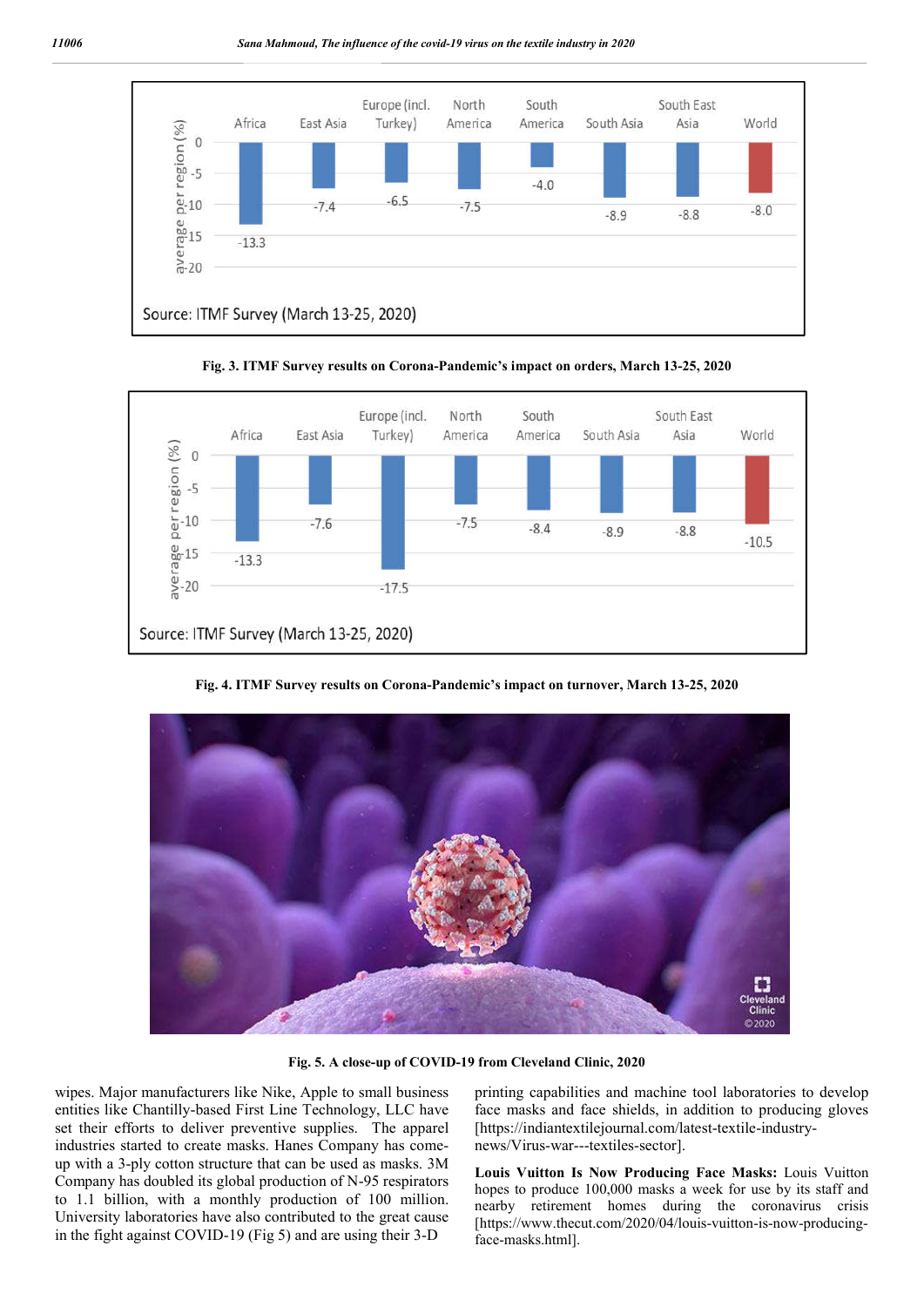Fig. 3. ITMF Survey results on Corona-Pandemic's impact on orders, March 13-25, 2020

Fig. 4. ITMF Survey results on Corona-Pandemic's impact on turnover, March 13-25, 2020

Fig. 5. A close-up of COVID-19 from Cleveland Clinic, 2020

wipes. Major manufacturers like Nike, Apple to small business entities like Chantilly-based First Line Technology, LLC have set their efforts to deliver preventive supplies. The apparel industries started to create masks. Hanes Company has come-up with a 3-ply cotton structure that can be used as masks. 3M Company has doubled its global production of N-95 respirators to 1.1 billion, with a monthly production of 100 million. University laboratories have also contributed to the great cause in the fight against COVID-19 (Fig 5) and are using their 3-D printing capabilities and machine tool laboratories to develop face masks and face shields, in addition to producing gloves [https://indiantextilejournal.com/latest-textile-industry-news/Virus-war---textiles-sector].

**Louis Vuitton Is Now Producing Face Masks:** Louis Vuitton hopes to produce 100,000 masks a week for use by its staff and nearby retirement homes during the coronavirus crisis [https://www.thecut.com/2020/04/louis-vuitton-is-now-producing-face-masks.html].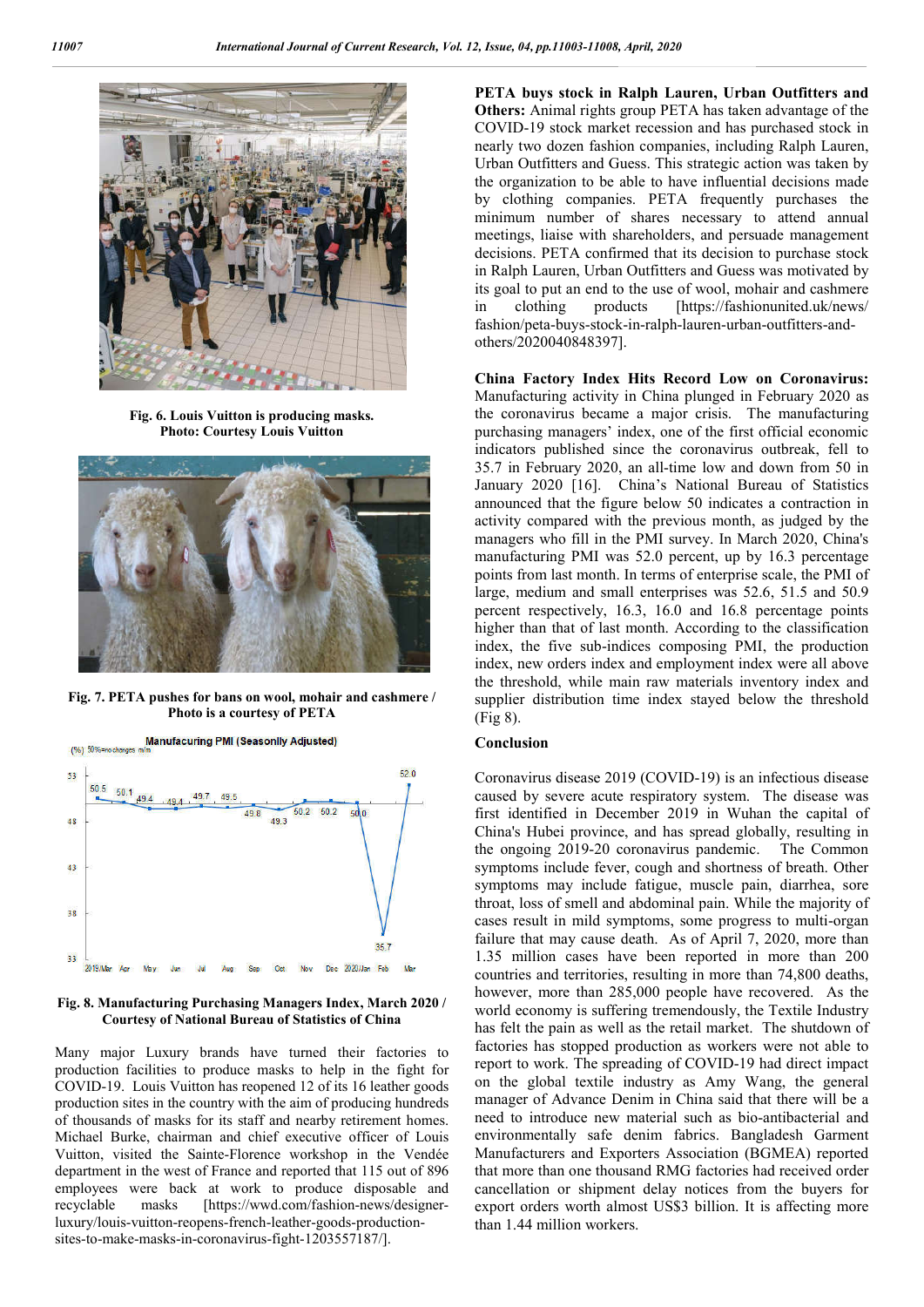Fig. 6. Louis Vuitton is producing masks. Photo: Courtesy Louis Vuitton

Fig. 7. PETA pushes for bans on wool, mohair and cashmere / Photo is a courtesy of PETA

Fig. 8. Manufacturing Purchasing Managers Index, March 2020 / Courtesy of National Bureau of Statistics of China

Many major Luxury brands have turned their factories to production facilities to produce masks to help in the fight for COVID-19. Louis Vuitton has reopened 12 of its 16 leather goods production sites in the country with the aim of producing hundreds of thousands of masks for its staff and nearby retirement homes. Michael Burke, chairman and chief executive officer of Louis Vuitton, visited the Sainte-Florence workshop in the Vendée department in the west of France and reported that 115 out of 896 employees were back at work to produce disposable and recyclable masks [https://wwd.com/fashion-news/designer-luxury/louis-vuitton-reopens-french-leather-goods-production-sites-to-make-masks-in-coronavirus-fight-1203557187/].

**PETA buys stock in Ralph Lauren, Urban Outfitters and Others:** Animal rights group PETA has taken advantage of the COVID-19 stock market recession and has purchased stock in nearly two dozen fashion companies, including Ralph Lauren, Urban Outfitters and Guess. This strategic action was taken by the organization to be able to have influential decisions made by clothing companies. PETA frequently purchases the minimum number of shares necessary to attend annual meetings, liaise with shareholders, and persuade management decisions. PETA confirmed that its decision to purchase stock in Ralph Lauren, Urban Outfitters and Guess was motivated by its goal to put an end to the use of wool, mohair and cashmere in clothing products [https://fashionunited.uk/news/fashion/peta-buys-stock-in-ralph-lauren-urban-outfitters-and-others/2020040848397].

**China Factory Index Hits Record Low on Coronavirus:** Manufacturing activity in China plunged in February 2020 as the coronavirus became a major crisis. The manufacturing purchasing managers' index, one of the first official economic indicators published since the coronavirus outbreak, fell to 35.7 in February 2020, an all-time low and down from 50 in January 2020 [16]. China's National Bureau of Statistics announced that the figure below 50 indicates a contraction in activity compared with the previous month, as judged by the managers who fill in the PMI survey. In March 2020, China's manufacturing PMI was 52.0 percent, up by 16.3 percentage points from last month. In terms of enterprise scale, the PMI of large, medium and small enterprises was 52.6, 51.5 and 50.9 percent respectively, 16.3, 16.0 and 16.8 percentage points higher than that of last month. According to the classification index, the five sub-indices composing PMI, the production index, new orders index and employment index were all above the threshold, while main raw materials inventory index and supplier distribution time index stayed below the threshold (Fig 8).

## Conclusion

Coronavirus disease 2019 (COVID-19) is an infectious disease caused by severe acute respiratory system. The disease was first identified in December 2019 in Wuhan the capital of China's Hubei province, and has spread globally, resulting in the ongoing 2019-20 coronavirus pandemic. The Common symptoms include fever, cough and shortness of breath. Other symptoms may include fatigue, muscle pain, diarrhea, sore throat, loss of smell and abdominal pain. While the majority of cases result in mild symptoms, some progress to multi-organ failure that may cause death. As of April 7, 2020, more than 1.35 million cases have been reported in more than 200 countries and territories, resulting in more than 74,800 deaths, however, more than 285,000 people have recovered. As the world economy is suffering tremendously, the Textile Industry has felt the pain as well as the retail market. The shutdown of factories has stopped production as workers were not able to report to work. The spreading of COVID-19 had direct impact on the global textile industry as Amy Wang, the general manager of Advance Denim in China said that there will be a need to introduce new material such as bio-antibacterial and environmentally safe denim fabrics. Bangladesh Garment Manufacturers and Exporters Association (BGMEA) reported that more than one thousand RMG factories had received order cancellation or shipment delay notices from the buyers for export orders worth almost US$3 billion. It is affecting more than 1.44 million workers.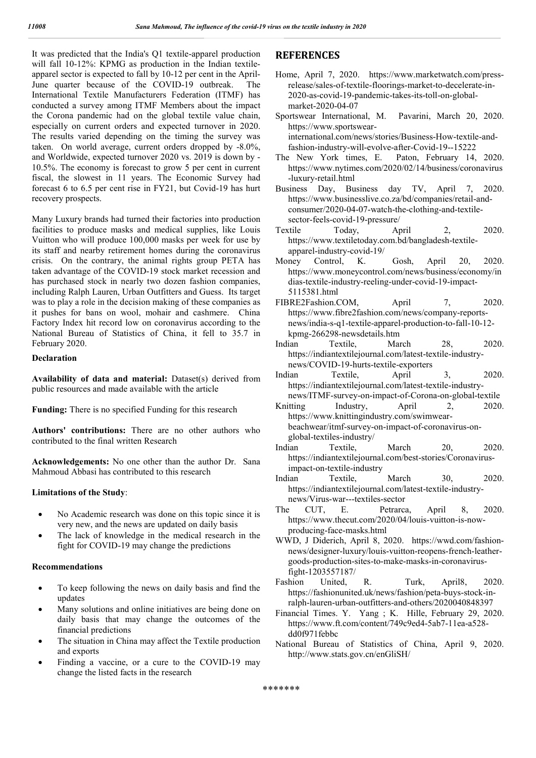It was predicted that the India's Q1 textile-apparel production will fall 10-12%: KPMG as production in the Indian textile-apparel sector is expected to fall by 10-12 per cent in the April-June quarter because of the COVID-19 outbreak. The International Textile Manufacturers Federation (ITMF) has conducted a survey among ITMF Members about the impact the Corona pandemic had on the global textile value chain, especially on current orders and expected turnover in 2020. The results varied depending on the timing the survey was taken. On world average, current orders dropped by -8.0%, and Worldwide, expected turnover 2020 vs. 2019 is down by -10.5%. The economy is forecast to grow 5 per cent in current fiscal, the slowest in 11 years. The Economic Survey had forecast 6 to 6.5 per cent rise in FY21, but Covid-19 has hurt recovery prospects.

Many Luxury brands had turned their factories into production facilities to produce masks and medical supplies, like Louis Vuitton who will produce 100,000 masks per week for use by its staff and nearby retirement homes during the coronavirus crisis. On the contrary, the animal rights group PETA has taken advantage of the COVID-19 stock market recession and has purchased stock in nearly two dozen fashion companies, including Ralph Lauren, Urban Outfitters and Guess. Its target was to play a role in the decision making of these companies as it pushes for bans on wool, mohair and cashmere. China Factory Index hit record low on coronavirus according to the National Bureau of Statistics of China, it fell to 35.7 in February 2020.

**Declaration**

**Availability of data and material:** Dataset(s) derived from public resources and made available with the article

**Funding:** There is no specified Funding for this research

**Authors' contributions:** There are no other authors who contributed to the final written Research

**Acknowledgements:** No one other than the author Dr. Sana Mahmoud Abbasi has contributed to this research

**Limitations of the Study**:

- No Academic research was done on this topic since it is very new, and the news are updated on daily basis
- The lack of knowledge in the medical research in the fight for COVID-19 may change the predictions

**Recommendations**

- To keep following the news on daily basis and find the updates
- Many solutions and online initiatives are being done on daily basis that may change the outcomes of the financial predictions
- The situation in China may affect the Textile production and exports
- Finding a vaccine, or a cure to the COVID-19 may change the listed facts in the research

## REFERENCES

Home, April 7, 2020. https://www.marketwatch.com/press-release/sales-of-textile-floorings-market-to-decelerate-in-2020-as-covid-19-pandemic-takes-its-toll-on-global-market-2020-04-07

Sportswear International, M. Pavarini, March 20, 2020. https://www.sportswear-international.com/news/stories/Business-How-textile-and-fashion-industry-will-evolve-after-Covid-19--15222

The New York times, E. Paton, February 14, 2020. https://www.nytimes.com/2020/02/14/business/coronavirus-luxury-retail.html

Business Day, Business day TV, April 7, 2020. https://www.businesslive.co.za/bd/companies/retail-and-consumer/2020-04-07-watch-the-clothing-and-textile-sector-feels-covid-19-pressure/

Textile Today, April 2, 2020. https://www.textiletoday.com.bd/bangladesh-textile-apparel-industry-covid-19/

Money Control, K. Gosh, April 20, 2020. https://www.moneycontrol.com/news/business/economy/indias-textile-industry-reeling-under-covid-19-impact-5115381.html

FIBRE2Fashion.COM, April 7, 2020. https://www.fibre2fashion.com/news/company-reports-news/india-s-q1-textile-apparel-production-to-fall-10-12-kpmg-266298-newsdetails.htm

Indian Textile, March 28, 2020. https://indiantextilejournal.com/latest-textile-industry-news/COVID-19-hurts-textile-exporters

Indian Textile, April 3, 2020. https://indiantextilejournal.com/latest-textile-industry-news/ITMF-survey-on-impact-of-Corona-on-global-textile

Knitting Industry, April 2, 2020. https://www.knittingindustry.com/swimwear-beachwear/itmf-survey-on-impact-of-coronavirus-on-global-textiles-industry/

Indian Textile, March 20, 2020. https://indiantextilejournal.com/best-stories/Coronavirus-impact-on-textile-industry

Indian Textile, March 30, 2020. https://indiantextilejournal.com/latest-textile-industry-news/Virus-war---textiles-sector

The CUT, E. Petrarca, April 8, 2020. https://www.thecut.com/2020/04/louis-vuitton-is-now-producing-face-masks.html

WWD, J Diderich, April 8, 2020. https://wwd.com/fashion-news/designer-luxury/louis-vuitton-reopens-french-leather-goods-production-sites-to-make-masks-in-coronavirus-fight-1203557187/

Fashion United, R. Turk, April8, 2020. https://fashionunited.uk/news/fashion/peta-buys-stock-in-ralph-lauren-urban-outfitters-and-others/2020040848397

Financial Times. Y. Yang ; K. Hille, February 29, 2020. https://www.ft.com/content/749c9ed4-5ab7-11ea-a528-dd0f971febbc

National Bureau of Statistics of China, April 9, 2020. http://www.stats.gov.cn/enGliSH/

*******